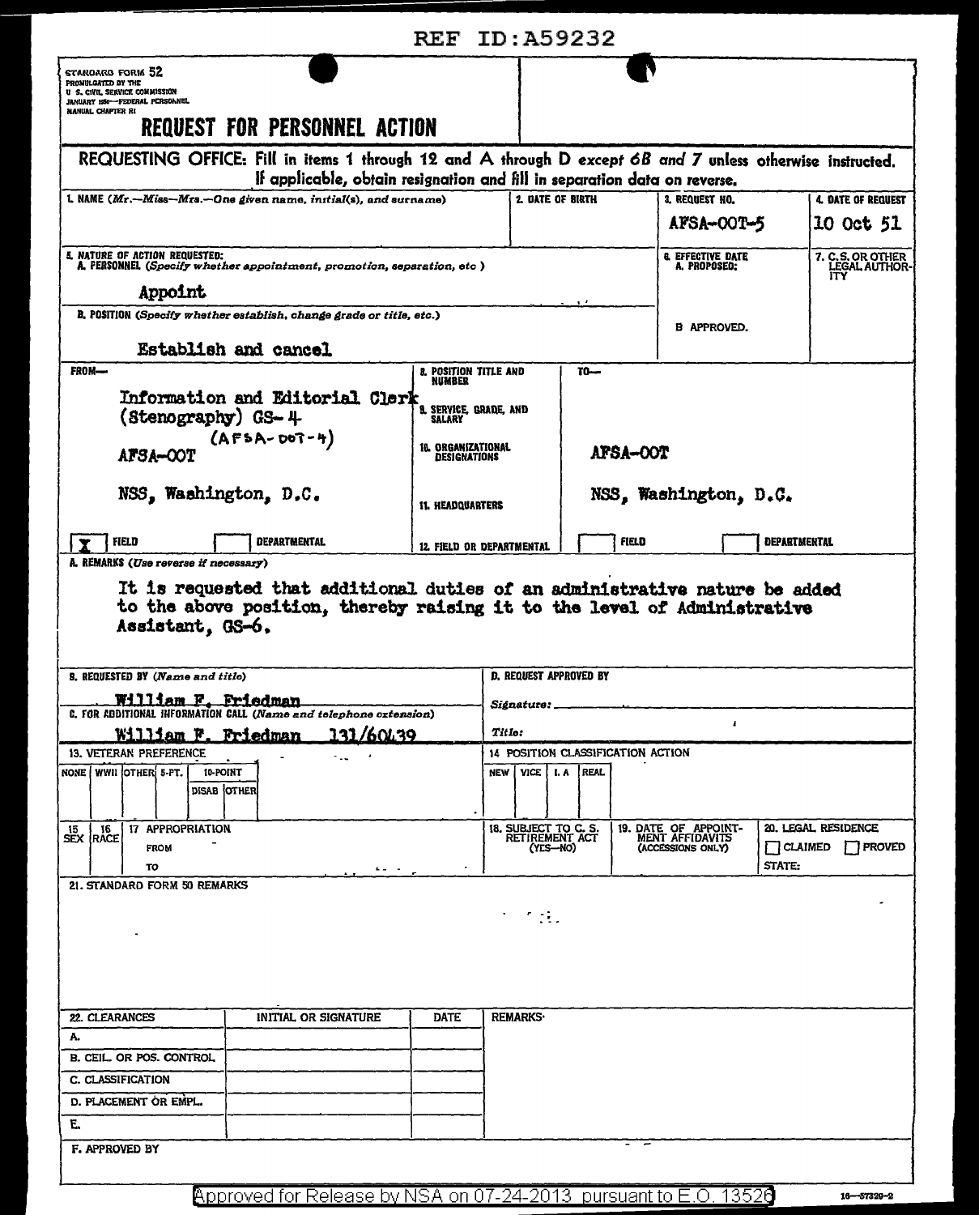REF ID:A59232

STANDARD FORM 52
PROMULGATED BY THE
U. S. CIVIL SERVICE COMMISSION
JANUARY 1950—FEDERAL PERSONNEL
MANUAL CHAPTER R1

# REQUEST FOR PERSONNEL ACTION

**REQUESTING OFFICE: Fill in items 1 through 12 and A through D *except 6B and 7* unless otherwise instructed. If applicable, obtain resignation and fill in separation data on reverse.**

| 1. NAME (*Mr.—Miss—Mrs.—One given name, initial(s), and surname*) | 2. DATE OF BIRTH | 3. REQUEST NO. | 4. DATE OF REQUEST |
|---|---|---|---|
| | | AFSA-OOT-5 | 10 Oct 51 |

| 5. NATURE OF ACTION REQUESTED: | 6. EFFECTIVE DATE | 7. C. S. OR OTHER LEGAL AUTHORITY |
|---|---|---|
| A. PERSONNEL (*Specify whether appointment, promotion, separation, etc.*) Appoint | A. PROPOSED: | |
| B. POSITION (*Specify whether establish, change grade or title, etc.*) Establish and cancel | B. APPROVED. | |

| FROM— | | TO— |
|---|---|---|
| Information and Editorial Clerk (Stenography) GS-4 (AFSA-OOT-4) | 8. POSITION TITLE AND NUMBER | |
| | 9. SERVICE, GRADE, AND SALARY | |
| AFSA-OOT | 10. ORGANIZATIONAL DESIGNATIONS | AFSA-OOT |
| NSS, Washington, D.C. | 11. HEADQUARTERS | NSS, Washington, D.C. |
| [X] FIELD [ ] DEPARTMENTAL | 12. FIELD OR DEPARTMENTAL | [ ] FIELD [ ] DEPARTMENTAL |

A. REMARKS (*Use reverse if necessary*)

It is requested that additional duties of an administrative nature be added to the above position, thereby raising it to the level of Administrative Assistant, GS-6.

B. REQUESTED BY (*Name and title*)
William F. Friedman

C. FOR ADDITIONAL INFORMATION CALL (*Name and telephone extension*)
William F. Friedman 131/60439

D. REQUEST APPROVED BY
Signature:
Title:

13. VETERAN PREFERENCE

| NONE | WWII | OTHER | 5-PT. | 10-POINT DISAB | 10-POINT OTHER |
|---|---|---|---|---|---|
| | | | | | |

14. POSITION CLASSIFICATION ACTION

| NEW | VICE | I. A | REAL |
|---|---|---|---|
| | | | |

15. SEX | 16. RACE | 17. APPROPRIATION FROM / TO | 18. SUBJECT TO C. S. RETIREMENT ACT (YES—NO) | 19. DATE OF APPOINTMENT AFFIDAVITS (ACCESSIONS ONLY) | 20. LEGAL RESIDENCE [ ] CLAIMED [ ] PROVED STATE:

21. STANDARD FORM 50 REMARKS

| 22. CLEARANCES | INITIAL OR SIGNATURE | DATE | REMARKS: |
|---|---|---|---|
| A. | | | |
| B. CEIL. OR POS. CONTROL | | | |
| C. CLASSIFICATION | | | |
| D. PLACEMENT OR EMPL. | | | |
| E. | | | |

F. APPROVED BY

Approved for Release by NSA on 07-24-2013 pursuant to E.O. 13526

16—57320-2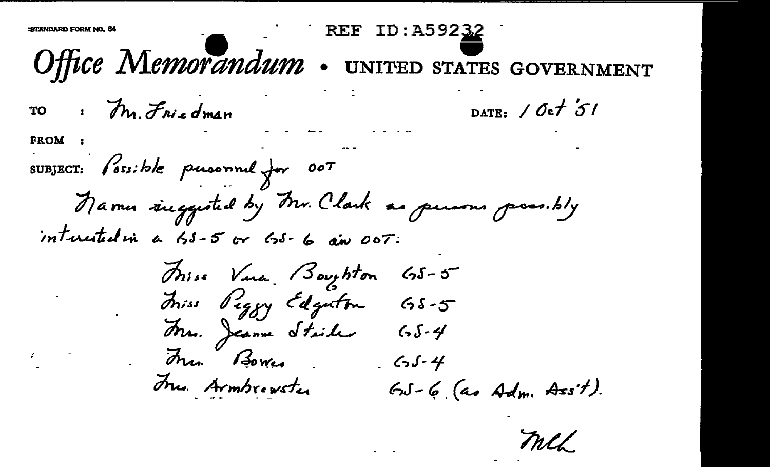STANDARD FORM NO. 64

REF ID:A59232

# Office Memorandum • UNITED STATES GOVERNMENT

TO : Mr. Friedman

DATE: 1 Oct '51

FROM :

SUBJECT: Possible personnel for OOT

Names suggested by Mr. Clark as persons possibly interested in a GS-5 or GS-6 in OOT:

| | |
|---|---|
| Miss Vera Boughton | GS-5 |
| Miss Peggy Edgerton | GS-5 |
| Mrs. Jeanne Steiler | GS-4 |
| Mrs. Bowes | GS-4 |
| Mrs. Armbrewster | GS-6 (as Adm. Ass't). |

MLL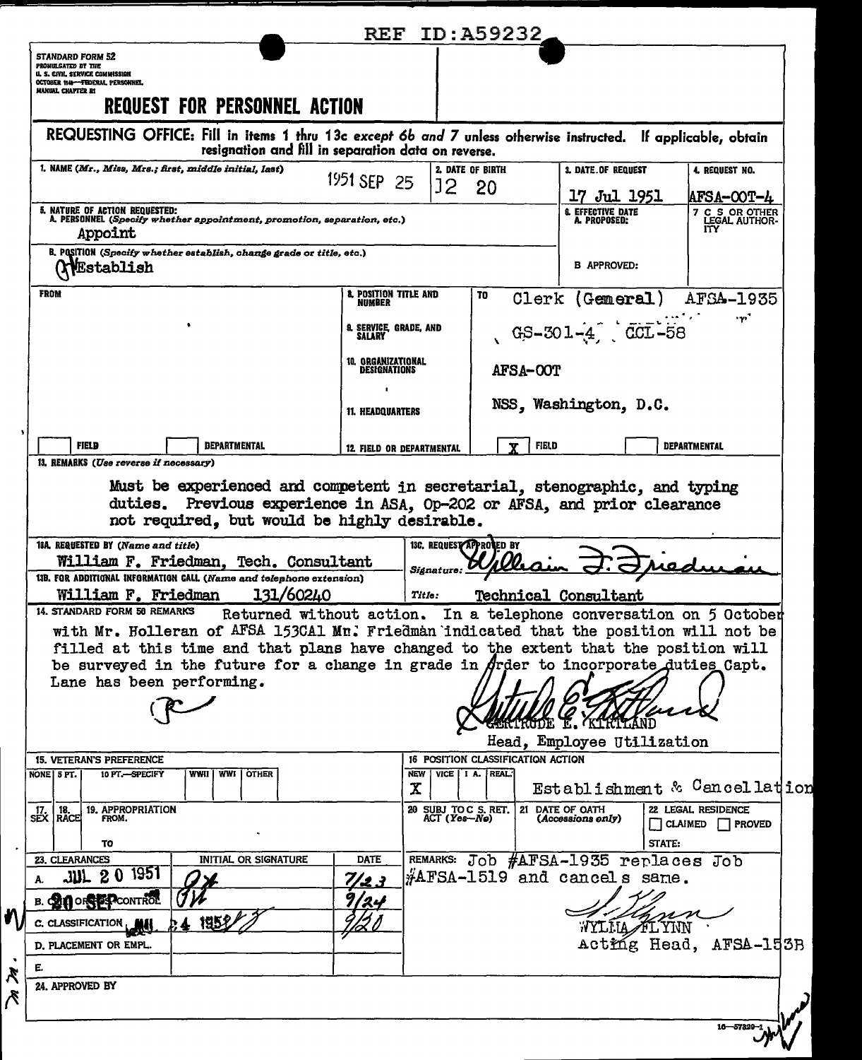REF ID:A59232

STANDARD FORM 52
PROMULGATED BY THE
U. S. CIVIL SERVICE COMMISSION
OCTOBER 1949—FEDERAL PERSONNEL
MANUAL CHAPTER R1

# REQUEST FOR PERSONNEL ACTION

**REQUESTING OFFICE:** Fill in items 1 thru 13c *except 6b and 7* unless otherwise instructed. If applicable, obtain resignation and fill in separation data on reverse.

| | | | |
|---|---|---|---|
| 1. NAME (*Mr., Miss, Mrs.; first, middle initial, last*) 1951 SEP 25 | 2. DATE OF BIRTH J2 20 | 3. DATE OF REQUEST 17 Jul 1951 | 4. REQUEST NO. AFSA-OOT-4 |
| 5. NATURE OF ACTION REQUESTED: A. PERSONNEL (*Specify whether appointment, promotion, separation, etc.*) Appoint | | 6. EFFECTIVE DATE A. PROPOSED: | 7. C S OR OTHER LEGAL AUTHORITY |
| B. POSITION (*Specify whether establish, change grade or title, etc.*) Establish | | B. APPROVED: | |

| FROM | | TO |
|---|---|---|
| | 8. POSITION TITLE AND NUMBER | Clerk (General) AFSA-1935 |
| | 9. SERVICE, GRADE, AND SALARY | GS-301-4 CCL-58 |
| | 10. ORGANIZATIONAL DESIGNATIONS | AFSA-OOT |
| | 11. HEADQUARTERS | NSS, Washington, D.C. |
| ☐ FIELD ☐ DEPARTMENTAL | 12. FIELD OR DEPARTMENTAL | ☒ FIELD ☐ DEPARTMENTAL |

13. REMARKS (*Use reverse if necessary*)

Must be experienced and competent in secretarial, stenographic, and typing duties. Previous experience in ASA, Op-202 or AFSA, and prior clearance not required, but would be highly desirable.

13A. REQUESTED BY (*Name and title*)
William F. Friedman, Tech. Consultant

13B. FOR ADDITIONAL INFORMATION CALL (*Name and telephone extension*)
William F. Friedman 131/60240

13C. REQUEST APPROVED BY
Signature: William F. Friedman
Title: Technical Consultant

14. STANDARD FORM 50 REMARKS Returned without action. In a telephone conversation on 5 October with Mr. Holleran of AFSA 153CA1 Mr. Friedman indicated that the position will not be filled at this time and that plans have changed to the extent that the position will be surveyed in the future for a change in grade in order to incorporate duties Capt. Lane has been performing.

GERTRUDE E. KIRTLAND
Head, Employee Utilization

15. VETERAN'S PREFERENCE: NONE | 5 PT. | 10 PT.—SPECIFY | WWII | WWI | OTHER

16 POSITION CLASSIFICATION ACTION: NEW X | VICE | I A. | REAL. — Establishment & Cancellation

17. SEX | 18. RACE | 19. APPROPRIATION FROM. TO

20 SUBJ TO C S. RET. ACT (*Yes—No*) | 21 DATE OF OATH (*Accessions only*) | 22 LEGAL RESIDENCE ☐ CLAIMED ☐ PROVED STATE:

| 23. CLEARANCES | INITIAL OR SIGNATURE | DATE |
|---|---|---|
| A. JUL 20 1951 | | 7/23 |
| B. 20 SEP CONTROL | | 9/24 |
| C. CLASSIFICATION 24 1951 | | 9/20 |
| D. PLACEMENT OR EMPL. | | |
| E. | | |

REMARKS: Job #AFSA-1935 replaces Job #AFSA-1519 and cancels same.

WYLMA FLYNN
Acting Head, AFSA-153B

24. APPROVED BY

16—57839-1